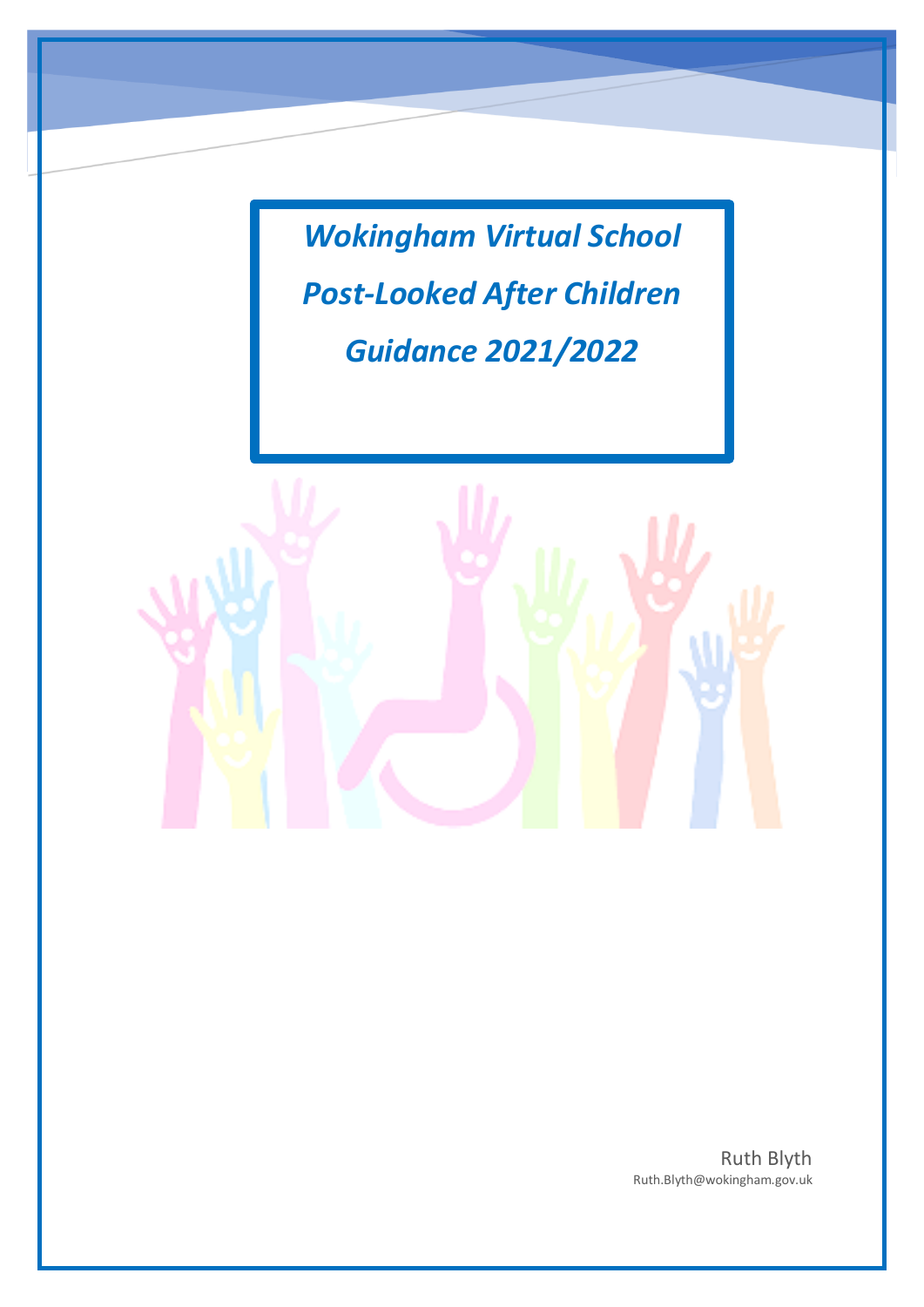# *Wokingham Virtual School*

# *Post-Looked After Children*

# *Guidance 2021/2022*

Ruth Blyth
Ruth.Blyth@wokingham.gov.uk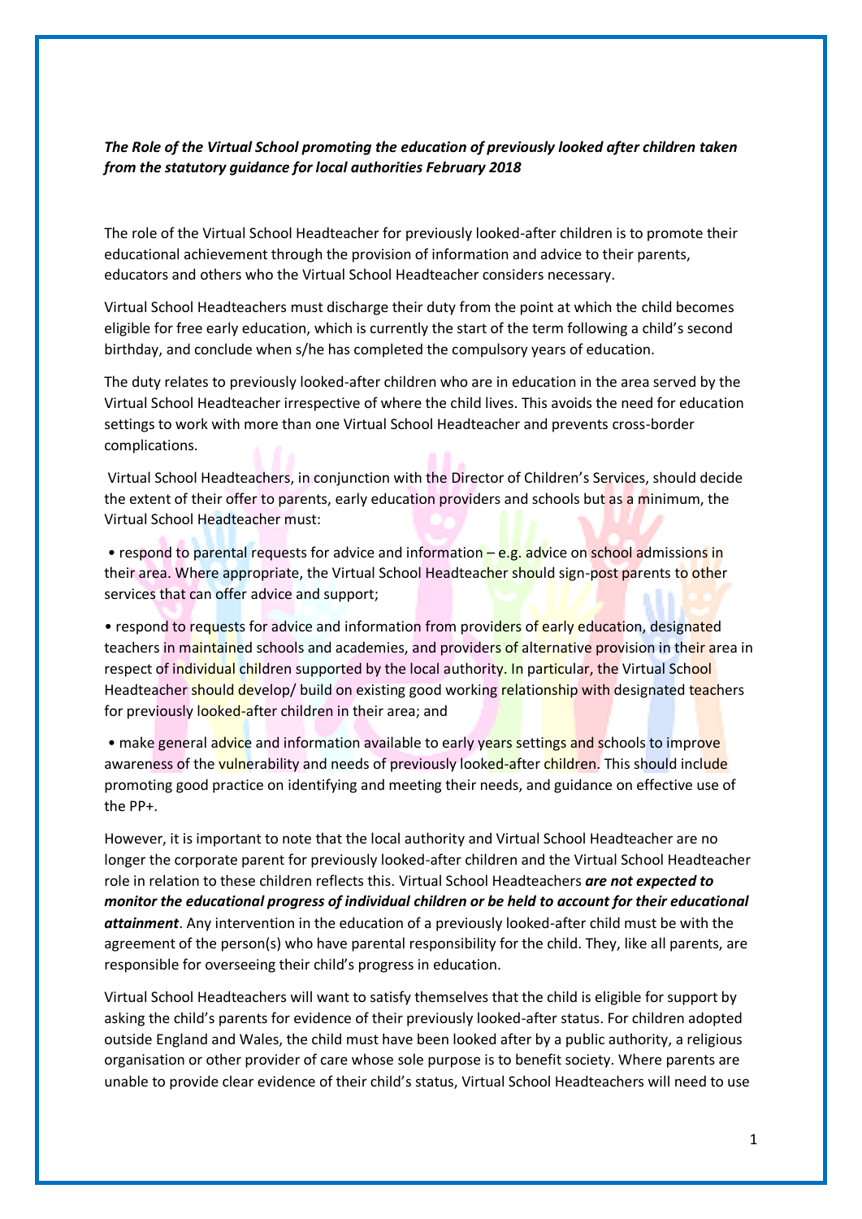***The Role of the Virtual School promoting the education of previously looked after children taken from the statutory guidance for local authorities February 2018***

The role of the Virtual School Headteacher for previously looked-after children is to promote their educational achievement through the provision of information and advice to their parents, educators and others who the Virtual School Headteacher considers necessary.

Virtual School Headteachers must discharge their duty from the point at which the child becomes eligible for free early education, which is currently the start of the term following a child's second birthday, and conclude when s/he has completed the compulsory years of education.

The duty relates to previously looked-after children who are in education in the area served by the Virtual School Headteacher irrespective of where the child lives. This avoids the need for education settings to work with more than one Virtual School Headteacher and prevents cross-border complications.

Virtual School Headteachers, in conjunction with the Director of Children's Services, should decide the extent of their offer to parents, early education providers and schools but as a minimum, the Virtual School Headteacher must:

- respond to parental requests for advice and information – e.g. advice on school admissions in their area. Where appropriate, the Virtual School Headteacher should sign-post parents to other services that can offer advice and support;
- respond to requests for advice and information from providers of early education, designated teachers in maintained schools and academies, and providers of alternative provision in their area in respect of individual children supported by the local authority. In particular, the Virtual School Headteacher should develop/ build on existing good working relationship with designated teachers for previously looked-after children in their area; and
- make general advice and information available to early years settings and schools to improve awareness of the vulnerability and needs of previously looked-after children. This should include promoting good practice on identifying and meeting their needs, and guidance on effective use of the PP+.

However, it is important to note that the local authority and Virtual School Headteacher are no longer the corporate parent for previously looked-after children and the Virtual School Headteacher role in relation to these children reflects this. Virtual School Headteachers ***are not expected to monitor the educational progress of individual children or be held to account for their educational attainment***. Any intervention in the education of a previously looked-after child must be with the agreement of the person(s) who have parental responsibility for the child. They, like all parents, are responsible for overseeing their child's progress in education.

Virtual School Headteachers will want to satisfy themselves that the child is eligible for support by asking the child's parents for evidence of their previously looked-after status. For children adopted outside England and Wales, the child must have been looked after by a public authority, a religious organisation or other provider of care whose sole purpose is to benefit society. Where parents are unable to provide clear evidence of their child's status, Virtual School Headteachers will need to use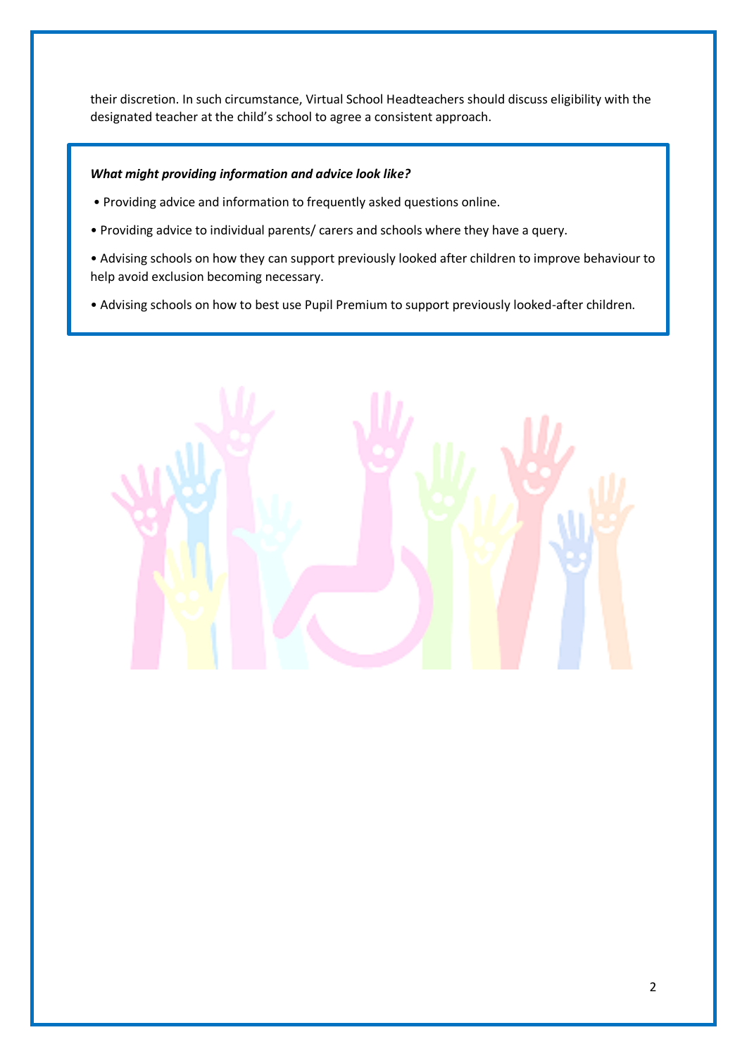their discretion. In such circumstance, Virtual School Headteachers should discuss eligibility with the designated teacher at the child's school to agree a consistent approach.

***What might providing information and advice look like?***

- Providing advice and information to frequently asked questions online.
- Providing advice to individual parents/ carers and schools where they have a query.
- Advising schools on how they can support previously looked after children to improve behaviour to help avoid exclusion becoming necessary.
- Advising schools on how to best use Pupil Premium to support previously looked-after children.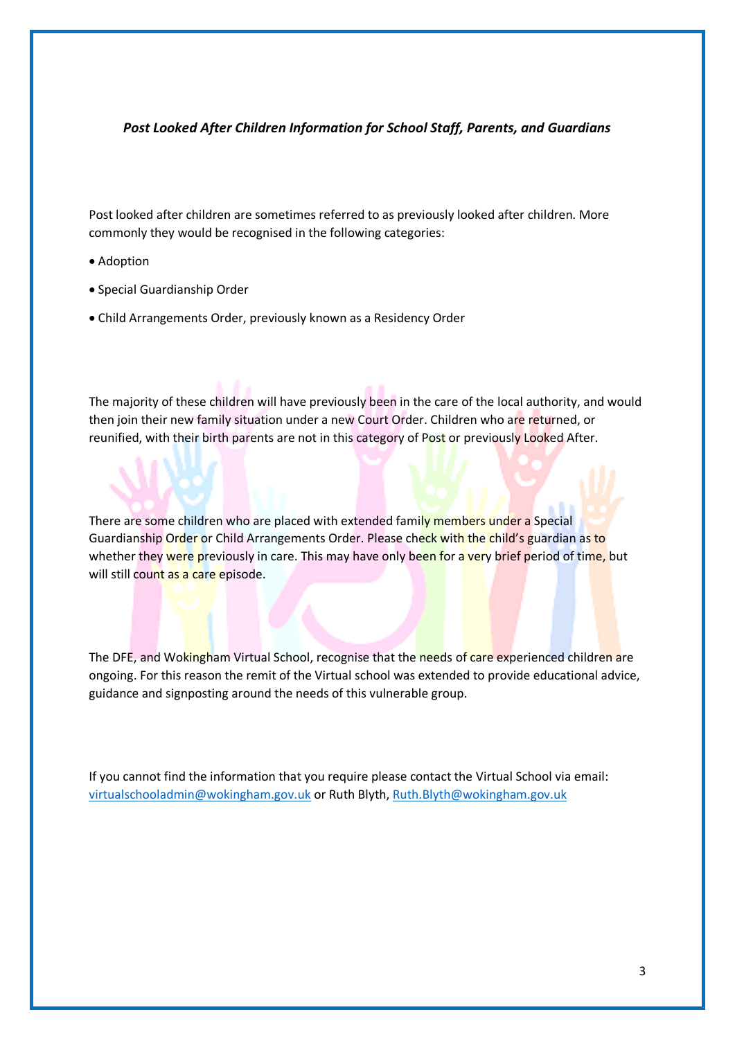***Post Looked After Children Information for School Staff, Parents, and Guardians***

Post looked after children are sometimes referred to as previously looked after children. More commonly they would be recognised in the following categories:

- Adoption
- Special Guardianship Order
- Child Arrangements Order, previously known as a Residency Order

The majority of these children will have previously been in the care of the local authority, and would then join their new family situation under a new Court Order. Children who are returned, or reunified, with their birth parents are not in this category of Post or previously Looked After.

There are some children who are placed with extended family members under a Special Guardianship Order or Child Arrangements Order. Please check with the child's guardian as to whether they were previously in care. This may have only been for a very brief period of time, but will still count as a care episode.

The DFE, and Wokingham Virtual School, recognise that the needs of care experienced children are ongoing. For this reason the remit of the Virtual school was extended to provide educational advice, guidance and signposting around the needs of this vulnerable group.

If you cannot find the information that you require please contact the Virtual School via email: virtualschooladmin@wokingham.gov.uk or Ruth Blyth, Ruth.Blyth@wokingham.gov.uk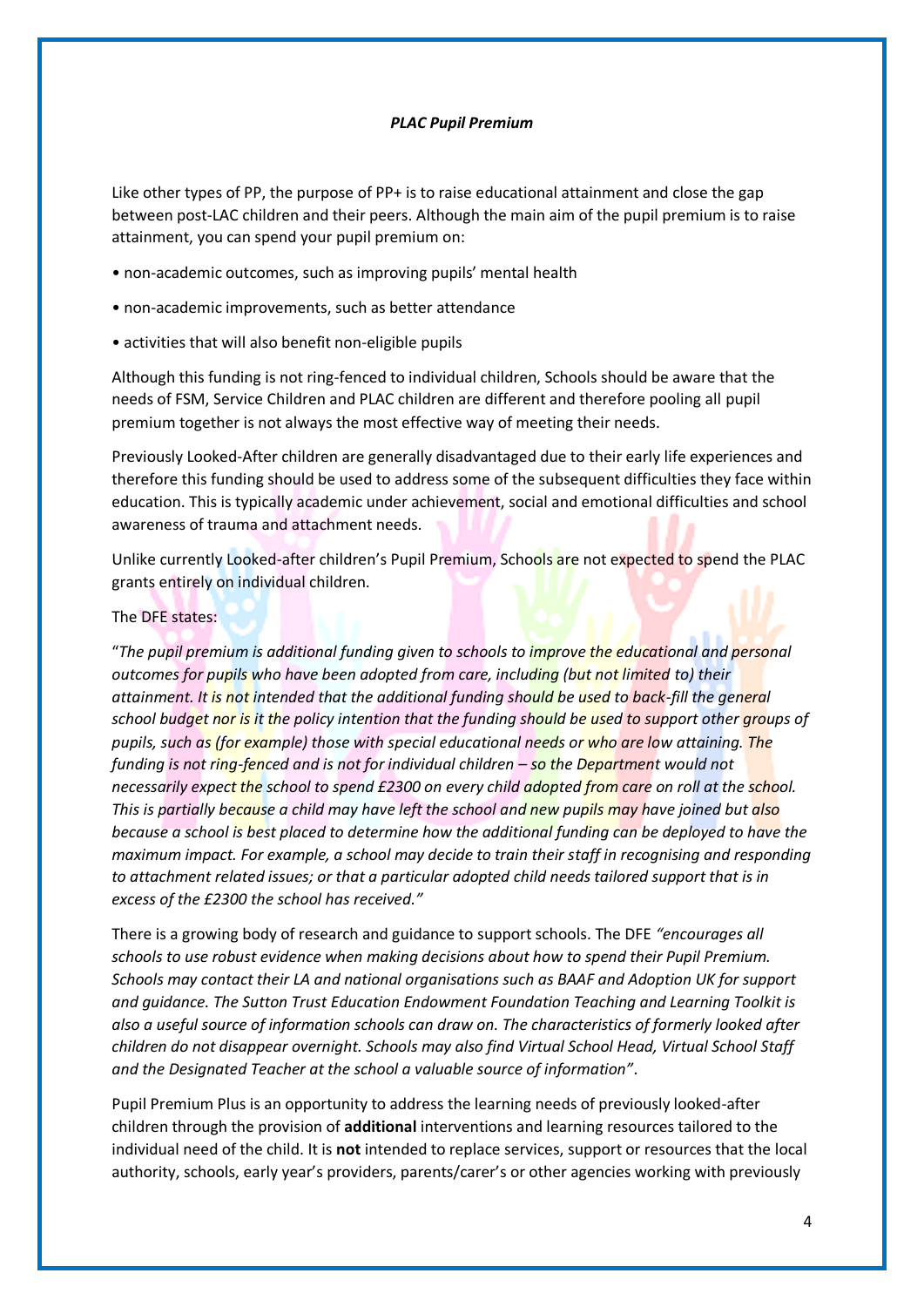***PLAC Pupil Premium***

Like other types of PP, the purpose of PP+ is to raise educational attainment and close the gap between post-LAC children and their peers. Although the main aim of the pupil premium is to raise attainment, you can spend your pupil premium on:

- non-academic outcomes, such as improving pupils' mental health
- non-academic improvements, such as better attendance
- activities that will also benefit non-eligible pupils

Although this funding is not ring-fenced to individual children, Schools should be aware that the needs of FSM, Service Children and PLAC children are different and therefore pooling all pupil premium together is not always the most effective way of meeting their needs.

Previously Looked-After children are generally disadvantaged due to their early life experiences and therefore this funding should be used to address some of the subsequent difficulties they face within education. This is typically academic under achievement, social and emotional difficulties and school awareness of trauma and attachment needs.

Unlike currently Looked-after children's Pupil Premium, Schools are not expected to spend the PLAC grants entirely on individual children.

The DFE states:

"*The pupil premium is additional funding given to schools to improve the educational and personal outcomes for pupils who have been adopted from care, including (but not limited to) their attainment. It is not intended that the additional funding should be used to back-fill the general school budget nor is it the policy intention that the funding should be used to support other groups of pupils, such as (for example) those with special educational needs or who are low attaining. The funding is not ring-fenced and is not for individual children – so the Department would not necessarily expect the school to spend £2300 on every child adopted from care on roll at the school. This is partially because a child may have left the school and new pupils may have joined but also because a school is best placed to determine how the additional funding can be deployed to have the maximum impact. For example, a school may decide to train their staff in recognising and responding to attachment related issues; or that a particular adopted child needs tailored support that is in excess of the £2300 the school has received."*

There is a growing body of research and guidance to support schools. The DFE *"encourages all schools to use robust evidence when making decisions about how to spend their Pupil Premium. Schools may contact their LA and national organisations such as BAAF and Adoption UK for support and guidance. The Sutton Trust Education Endowment Foundation Teaching and Learning Toolkit is also a useful source of information schools can draw on. The characteristics of formerly looked after children do not disappear overnight. Schools may also find Virtual School Head, Virtual School Staff and the Designated Teacher at the school a valuable source of information"*.

Pupil Premium Plus is an opportunity to address the learning needs of previously looked-after children through the provision of **additional** interventions and learning resources tailored to the individual need of the child. It is **not** intended to replace services, support or resources that the local authority, schools, early year's providers, parents/carer's or other agencies working with previously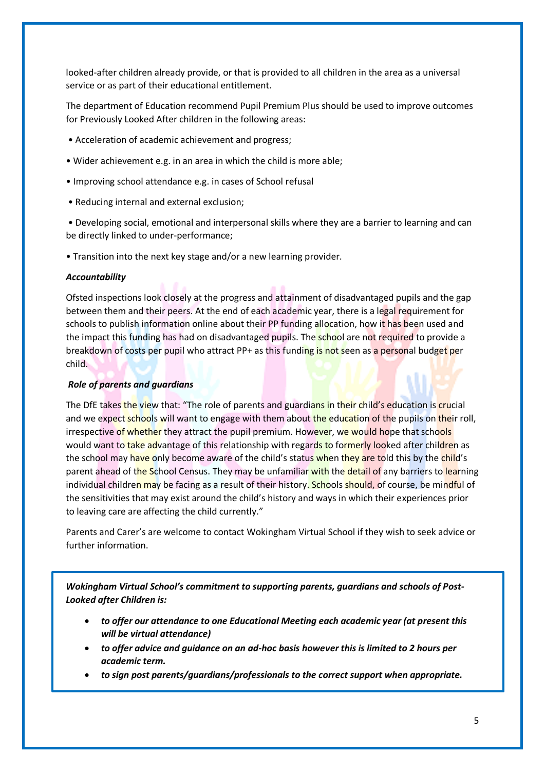looked-after children already provide, or that is provided to all children in the area as a universal service or as part of their educational entitlement.

The department of Education recommend Pupil Premium Plus should be used to improve outcomes for Previously Looked After children in the following areas:

- Acceleration of academic achievement and progress;
- Wider achievement e.g. in an area in which the child is more able;
- Improving school attendance e.g. in cases of School refusal
- Reducing internal and external exclusion;
- Developing social, emotional and interpersonal skills where they are a barrier to learning and can be directly linked to under-performance;
- Transition into the next key stage and/or a new learning provider.

***Accountability***

Ofsted inspections look closely at the progress and attainment of disadvantaged pupils and the gap between them and their peers. At the end of each academic year, there is a legal requirement for schools to publish information online about their PP funding allocation, how it has been used and the impact this funding has had on disadvantaged pupils. The school are not required to provide a breakdown of costs per pupil who attract PP+ as this funding is not seen as a personal budget per child.

***Role of parents and guardians***

The DfE takes the view that: "The role of parents and guardians in their child's education is crucial and we expect schools will want to engage with them about the education of the pupils on their roll, irrespective of whether they attract the pupil premium. However, we would hope that schools would want to take advantage of this relationship with regards to formerly looked after children as the school may have only become aware of the child's status when they are told this by the child's parent ahead of the School Census. They may be unfamiliar with the detail of any barriers to learning individual children may be facing as a result of their history. Schools should, of course, be mindful of the sensitivities that may exist around the child's history and ways in which their experiences prior to leaving care are affecting the child currently."

Parents and Carer's are welcome to contact Wokingham Virtual School if they wish to seek advice or further information.

***Wokingham Virtual School's commitment to supporting parents, guardians and schools of Post-Looked after Children is:***

- ***to offer our attendance to one Educational Meeting each academic year (at present this will be virtual attendance)***
- ***to offer advice and guidance on an ad-hoc basis however this is limited to 2 hours per academic term.***
- ***to sign post parents/guardians/professionals to the correct support when appropriate.***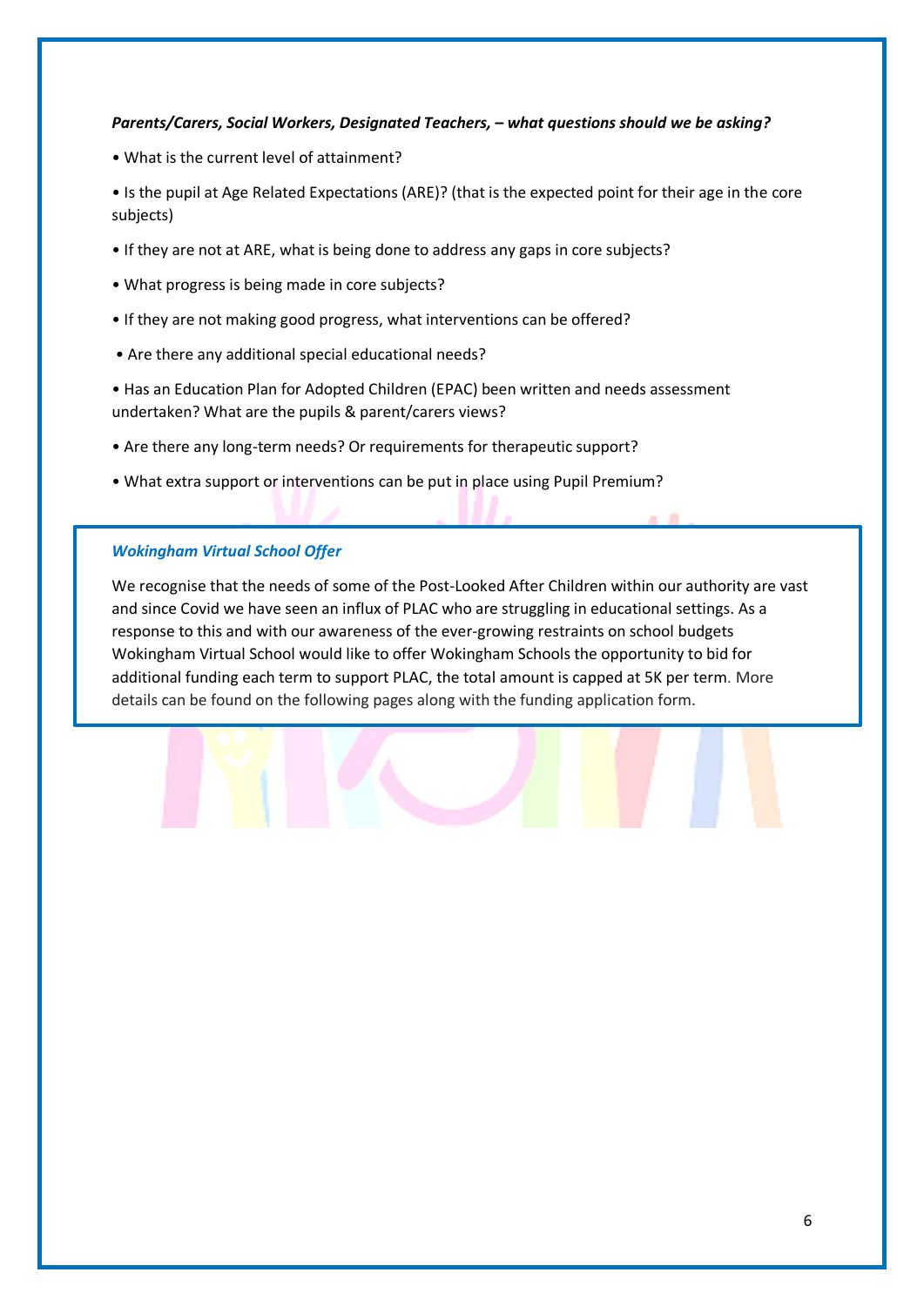***Parents/Carers, Social Workers, Designated Teachers, – what questions should we be asking?***

- What is the current level of attainment?
- Is the pupil at Age Related Expectations (ARE)? (that is the expected point for their age in the core subjects)
- If they are not at ARE, what is being done to address any gaps in core subjects?
- What progress is being made in core subjects?
- If they are not making good progress, what interventions can be offered?
- Are there any additional special educational needs?
- Has an Education Plan for Adopted Children (EPAC) been written and needs assessment undertaken? What are the pupils & parent/carers views?
- Are there any long-term needs? Or requirements for therapeutic support?
- What extra support or interventions can be put in place using Pupil Premium?

***Wokingham Virtual School Offer***

We recognise that the needs of some of the Post-Looked After Children within our authority are vast and since Covid we have seen an influx of PLAC who are struggling in educational settings. As a response to this and with our awareness of the ever-growing restraints on school budgets Wokingham Virtual School would like to offer Wokingham Schools the opportunity to bid for additional funding each term to support PLAC, the total amount is capped at 5K per term. More details can be found on the following pages along with the funding application form.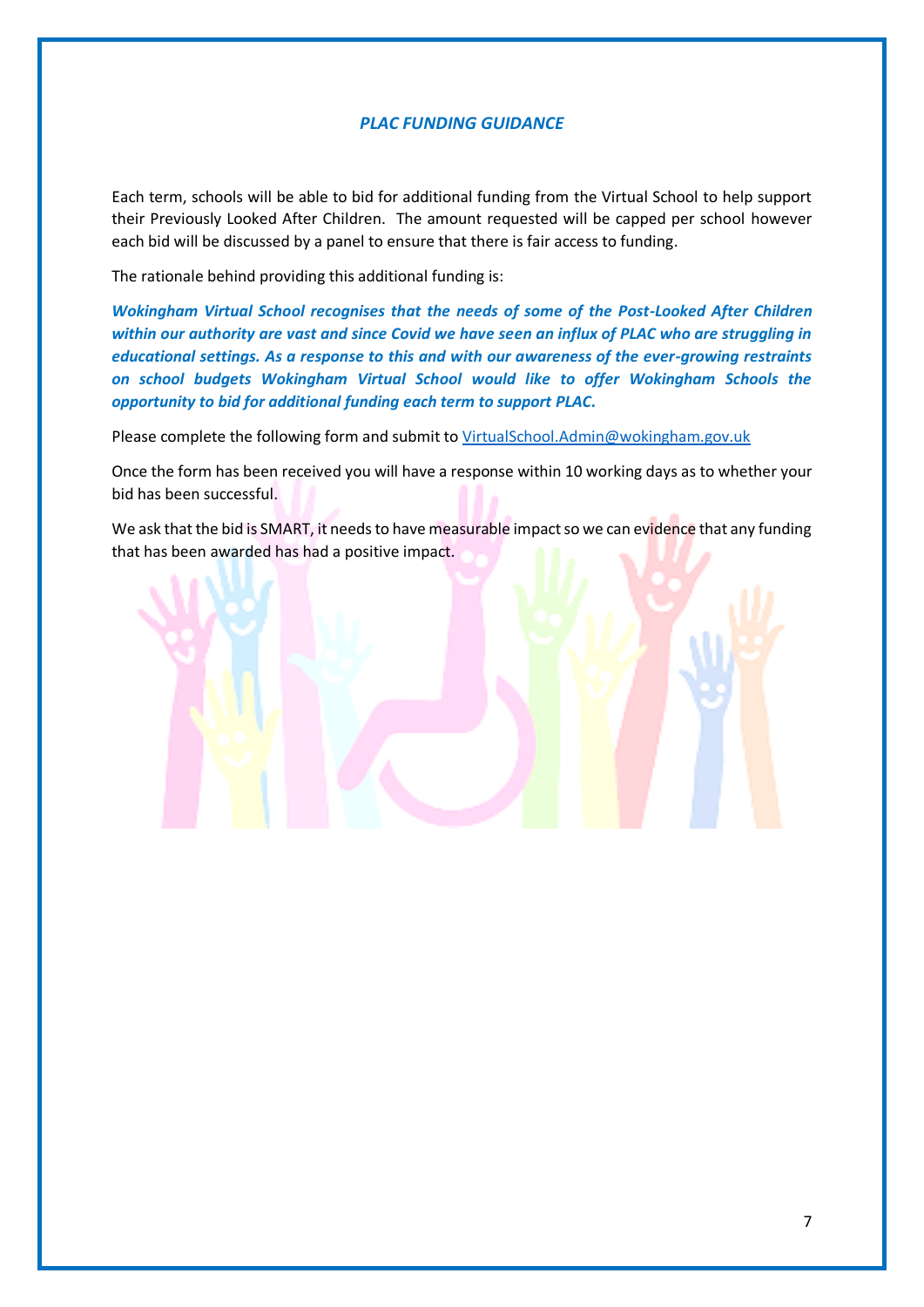## *PLAC FUNDING GUIDANCE*

Each term, schools will be able to bid for additional funding from the Virtual School to help support their Previously Looked After Children. The amount requested will be capped per school however each bid will be discussed by a panel to ensure that there is fair access to funding.

The rationale behind providing this additional funding is:

***Wokingham Virtual School recognises that the needs of some of the Post-Looked After Children within our authority are vast and since Covid we have seen an influx of PLAC who are struggling in educational settings. As a response to this and with our awareness of the ever-growing restraints on school budgets Wokingham Virtual School would like to offer Wokingham Schools the opportunity to bid for additional funding each term to support PLAC.***

Please complete the following form and submit to [VirtualSchool.Admin@wokingham.gov.uk](mailto:VirtualSchool.Admin@wokingham.gov.uk)

Once the form has been received you will have a response within 10 working days as to whether your bid has been successful.

We ask that the bid is SMART, it needs to have measurable impact so we can evidence that any funding that has been awarded has had a positive impact.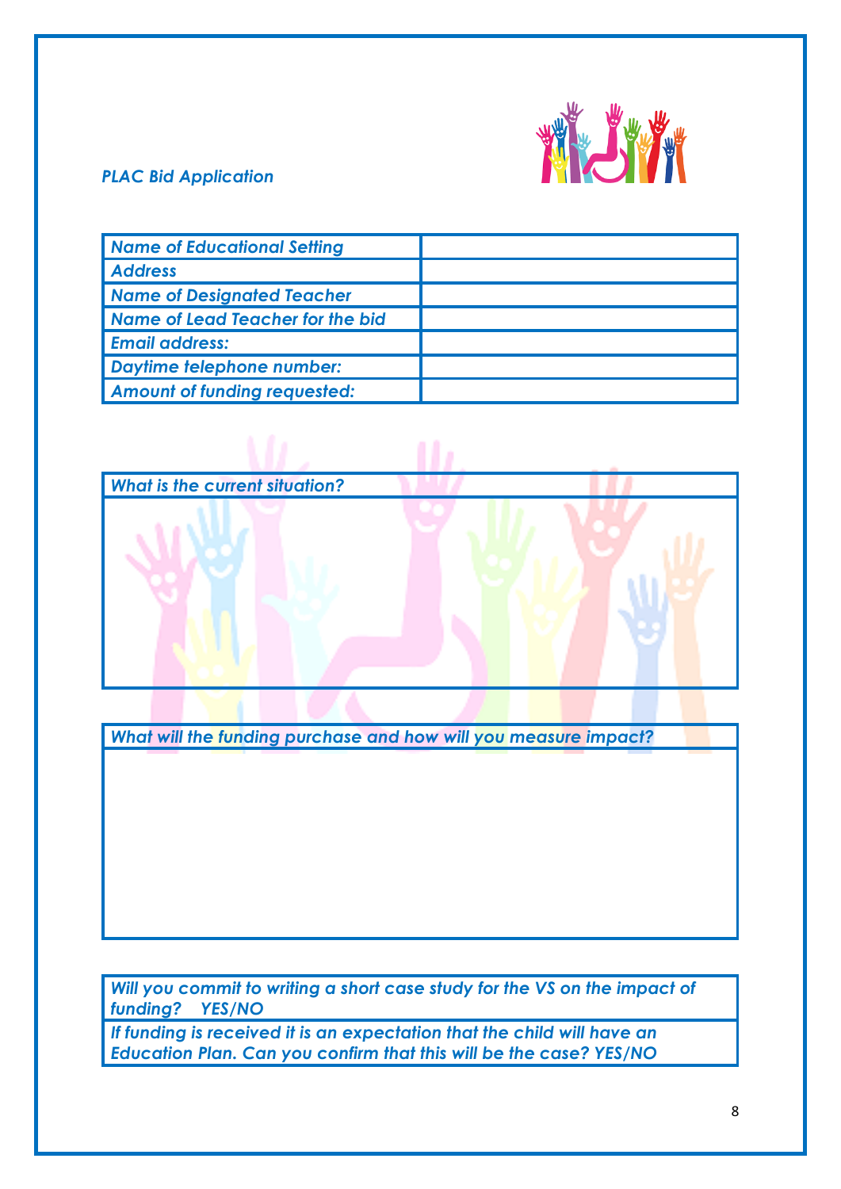*PLAC Bid Application*

| *Name of Educational Setting* | |
|---|---|
| *Address* | |
| *Name of Designated Teacher* | |
| *Name of Lead Teacher for the bid* | |
| *Email address:* | |
| *Daytime telephone number:* | |
| *Amount of funding requested:* | |

| *What is the current situation?* |
|---|
| |

| *What will the funding purchase and how will you measure impact?* |
|---|
| |

| *Will you commit to writing a short case study for the VS on the impact of funding? YES/NO* |
|---|
| *If funding is received it is an expectation that the child will have an Education Plan. Can you confirm that this will be the case? YES/NO* |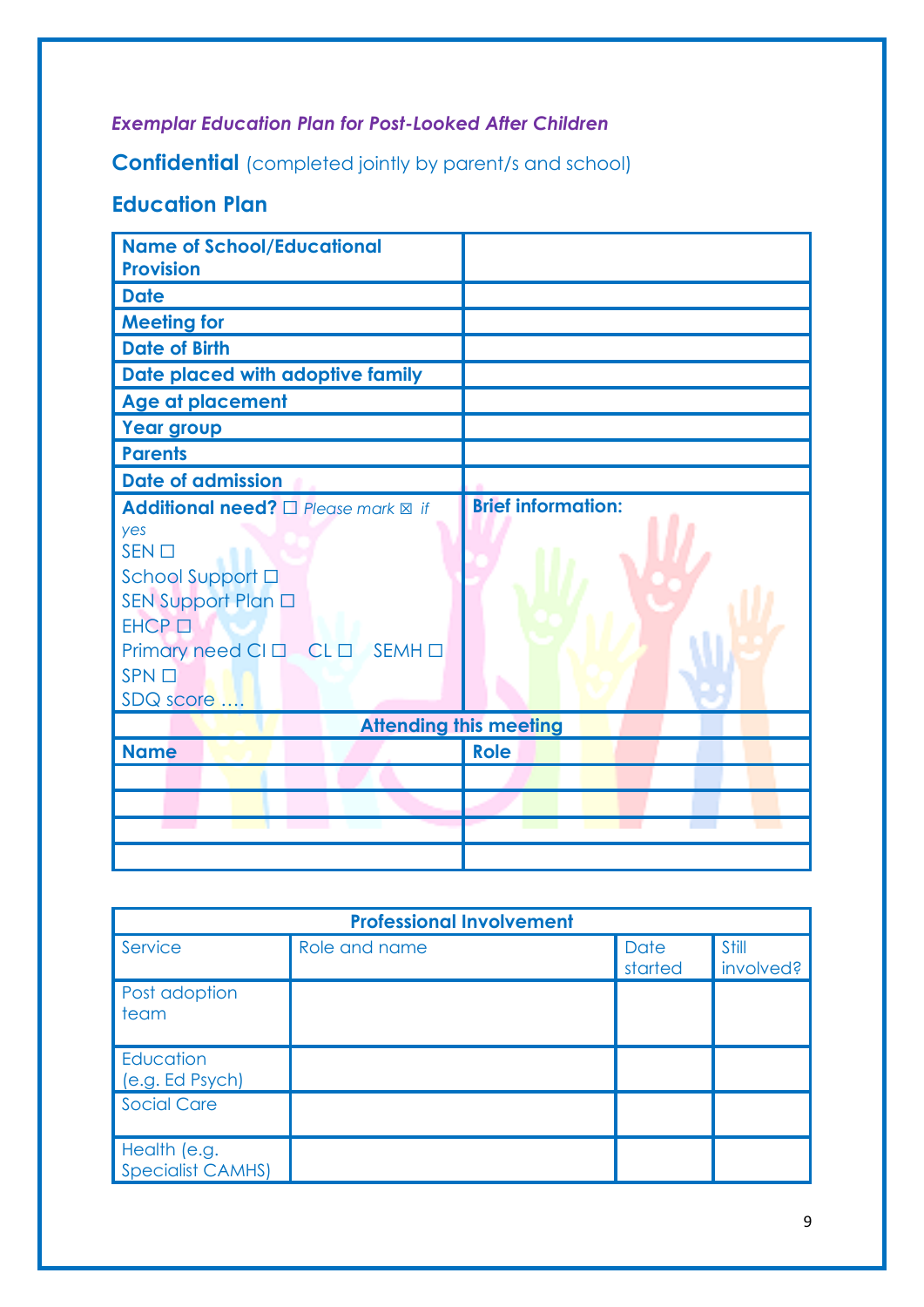*Exemplar Education Plan for Post-Looked After Children*

**Confidential** (completed jointly by parent/s and school)

## Education Plan

| | |
|---|---|
| **Name of School/Educational Provision** | |
| **Date** | |
| **Meeting for** | |
| **Date of Birth** | |
| **Date placed with adoptive family** | |
| **Age at placement** | |
| **Year group** | |
| **Parents** | |
| **Date of admission** | |
| **Additional need?** ☐ *Please mark* ☒ *if yes*<br>SEN ☐<br>School Support ☐<br>SEN Support Plan ☐<br>EHCP ☐<br>Primary need CI ☐ CL ☐ SEMH ☐<br>SPN ☐<br>SDQ score …. | **Brief information:** |
| **Attending this meeting** | |
| **Name** | **Role** |
| | |
| | |
| | |
| | |

| Professional Involvement | | | |
|---|---|---|---|
| Service | Role and name | Date started | Still involved? |
| Post adoption team | | | |
| Education (e.g. Ed Psych) | | | |
| Social Care | | | |
| Health (e.g. Specialist CAMHS) | | | |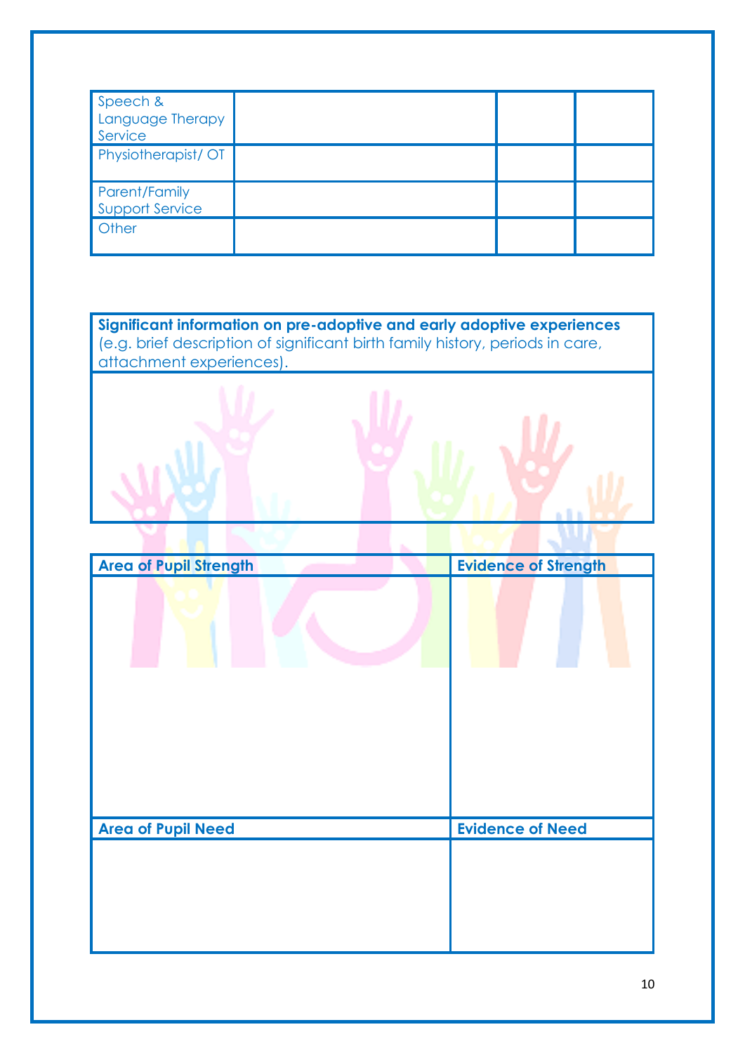| | | | |
|---|---|---|---|
| Speech & Language Therapy Service | | | |
| Physiotherapist/ OT | | | |
| Parent/Family Support Service | | | |
| Other | | | |

| **Significant information on pre-adoptive and early adoptive experiences** (e.g. brief description of significant birth family history, periods in care, attachment experiences). |
|---|
| |

| **Area of Pupil Strength** | **Evidence of Strength** |
|---|---|
| | |
| **Area of Pupil Need** | **Evidence of Need** |
| | |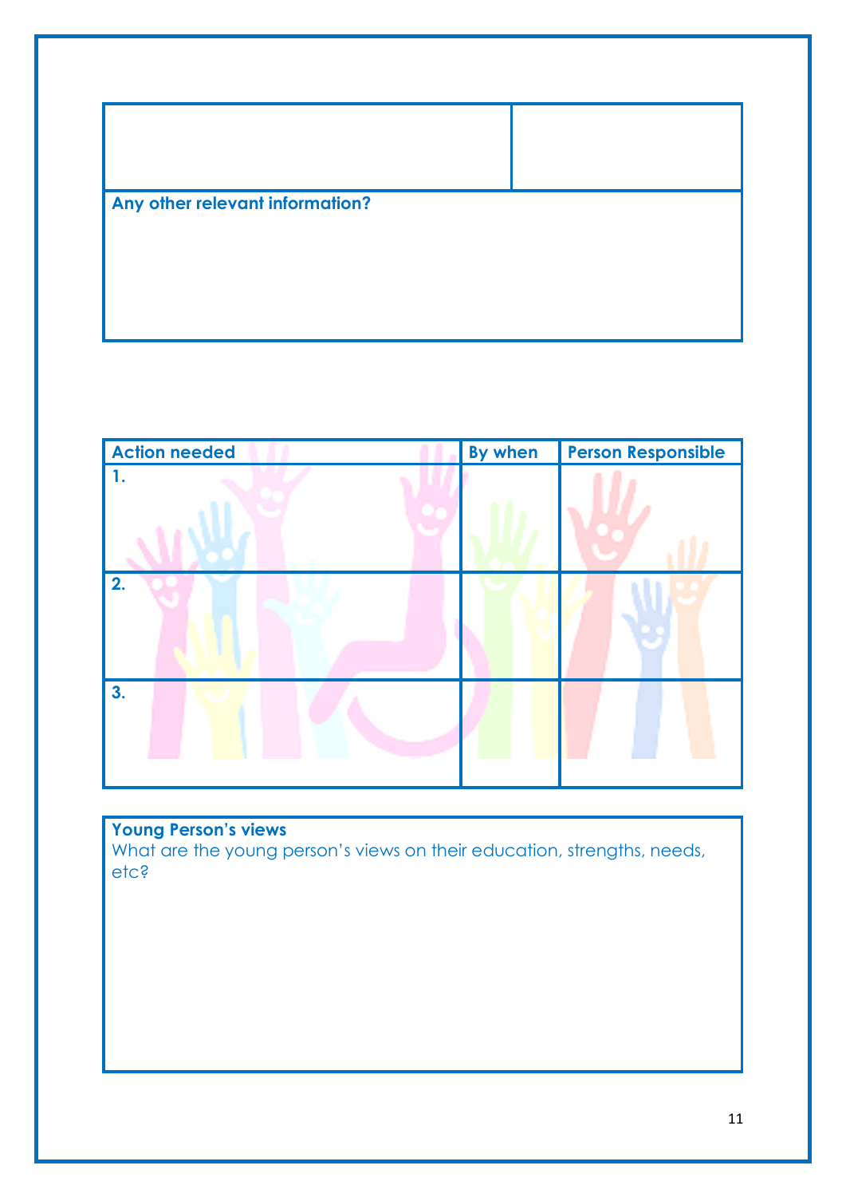| | |
|---|---|
| | |
| **Any other relevant information?** | |

| Action needed | By when | Person Responsible |
|---|---|---|
| 1. | | |
| 2. | | |
| 3. | | |

| **Young Person's views** |
|---|
| What are the young person's views on their education, strengths, needs, etc? |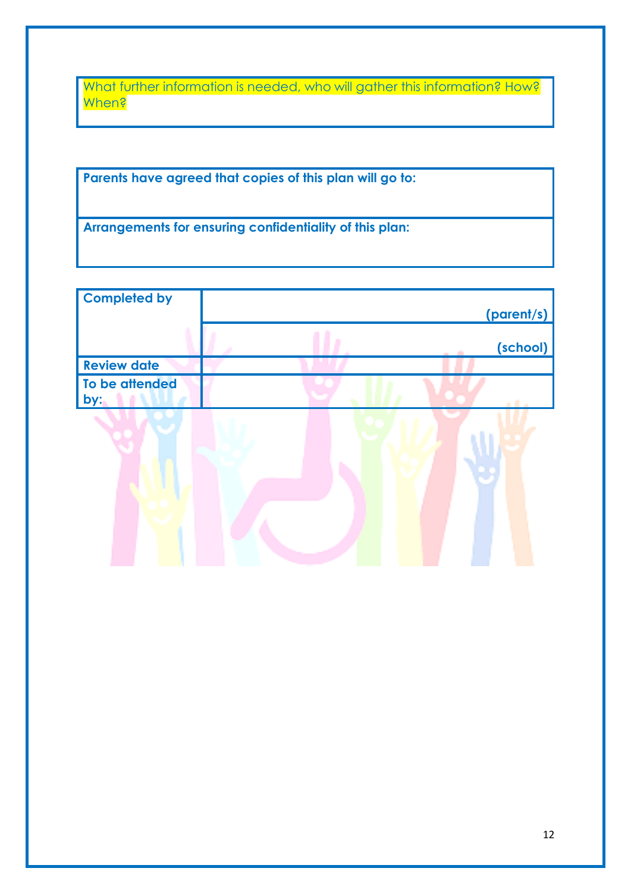| What further information is needed, who will gather this information? How? When? |
| --- |
| |

| Parents have agreed that copies of this plan will go to: |
| --- |
| **Arrangements for ensuring confidentiality of this plan:** |

| **Completed by** | **(parent/s)** |
| --- | --- |
| | **(school)** |
| **Review date** | |
| **To be attended by:** | |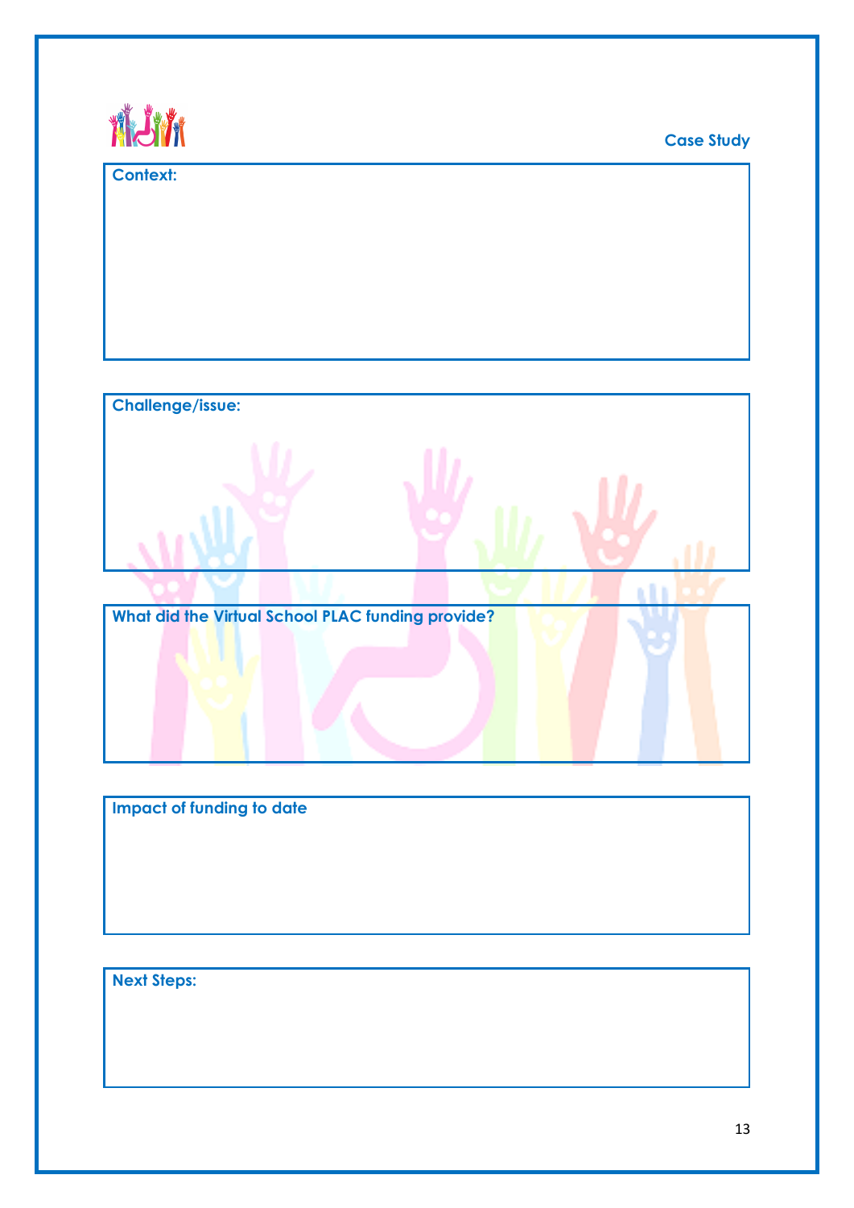**Case Study**

**Context:**

**Challenge/issue:**

**What did the Virtual School PLAC funding provide?**

**Impact of funding to date**

**Next Steps:**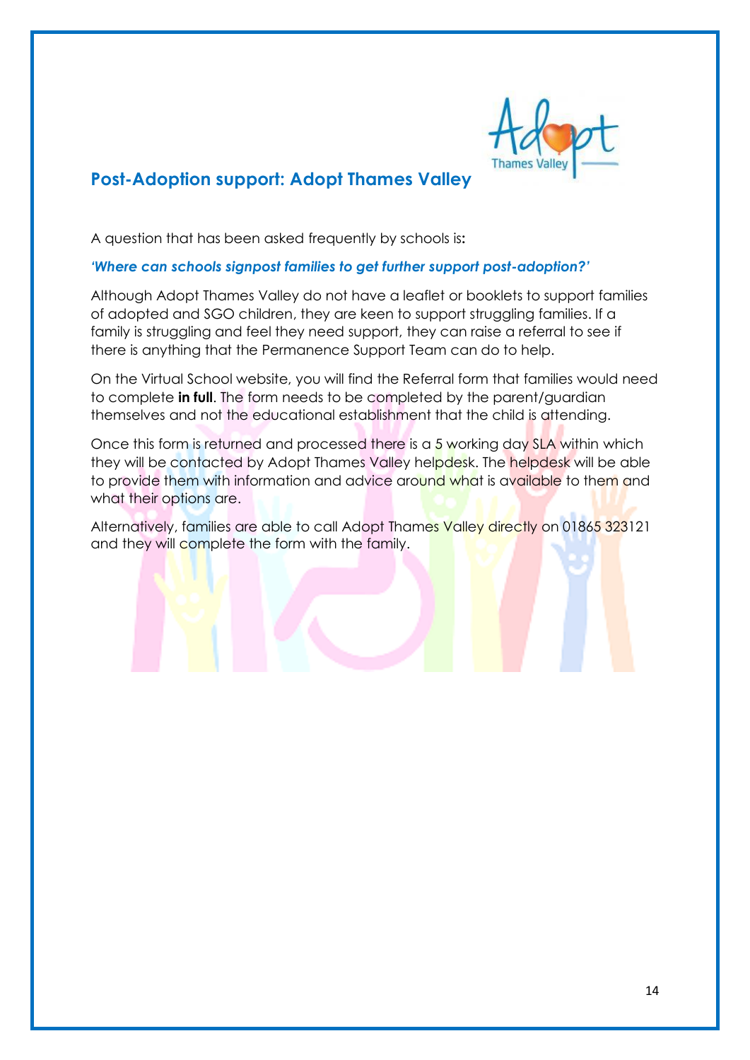## Post-Adoption support: Adopt Thames Valley

A question that has been asked frequently by schools is**:**

***'Where can schools signpost families to get further support post-adoption?'***

Although Adopt Thames Valley do not have a leaflet or booklets to support families of adopted and SGO children, they are keen to support struggling families. If a family is struggling and feel they need support, they can raise a referral to see if there is anything that the Permanence Support Team can do to help.

On the Virtual School website, you will find the Referral form that families would need to complete **in full**. The form needs to be completed by the parent/guardian themselves and not the educational establishment that the child is attending.

Once this form is returned and processed there is a 5 working day SLA within which they will be contacted by Adopt Thames Valley helpdesk. The helpdesk will be able to provide them with information and advice around what is available to them and what their options are.

Alternatively, families are able to call Adopt Thames Valley directly on 01865 323121 and they will complete the form with the family.